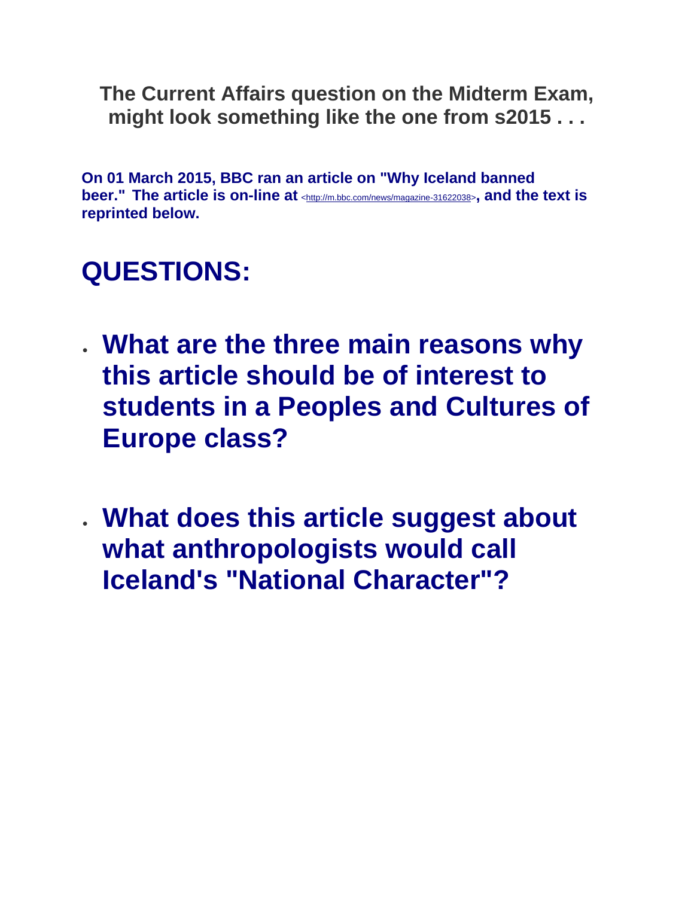**The Current Affairs question on the Midterm Exam, might look something like the one from s2015 . . .**

**On 01 March 2015, BBC ran an article on "Why Iceland banned beer." The article is on-line at <http://m.bbc.com/news/magazine-31622038>, and the text is reprinted below.**

# QUESTIONS:

- **What are the three main reasons why this article should be of interest to students in a Peoples and Cultures of Europe class?**
- **What does this article suggest about what anthropologists would call Iceland's "National Character"?**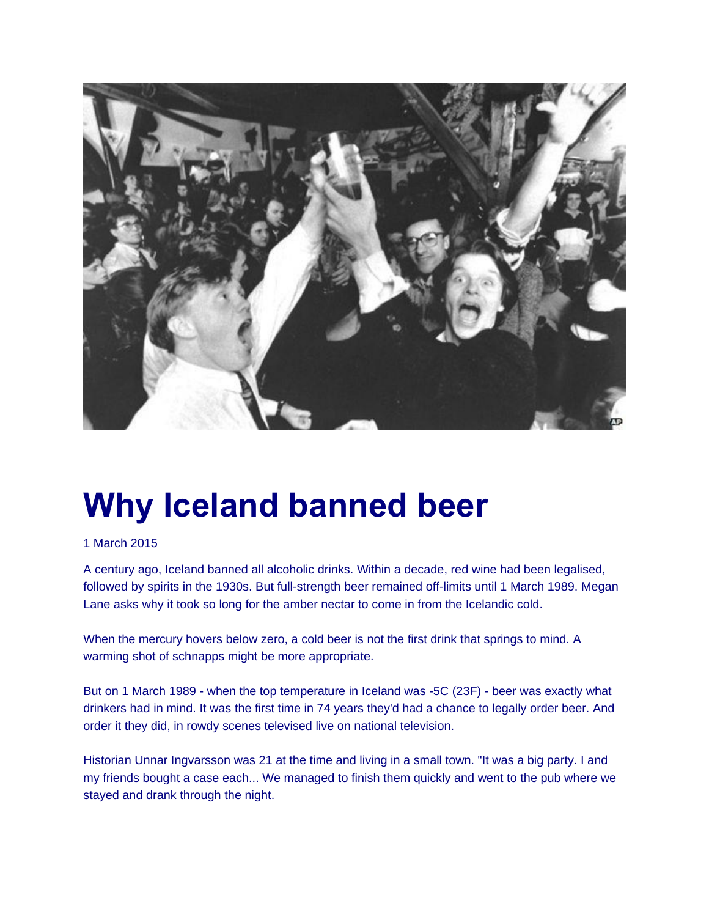# Why Iceland banned beer

1 March 2015

A century ago, Iceland banned all alcoholic drinks. Within a decade, red wine had been legalised, followed by spirits in the 1930s. But full-strength beer remained off-limits until 1 March 1989. Megan Lane asks why it took so long for the amber nectar to come in from the Icelandic cold.

When the mercury hovers below zero, a cold beer is not the first drink that springs to mind. A warming shot of schnapps might be more appropriate.

But on 1 March 1989 - when the top temperature in Iceland was -5C (23F) - beer was exactly what drinkers had in mind. It was the first time in 74 years they'd had a chance to legally order beer. And order it they did, in rowdy scenes televised live on national television.

Historian Unnar Ingvarsson was 21 at the time and living in a small town. "It was a big party. I and my friends bought a case each... We managed to finish them quickly and went to the pub where we stayed and drank through the night.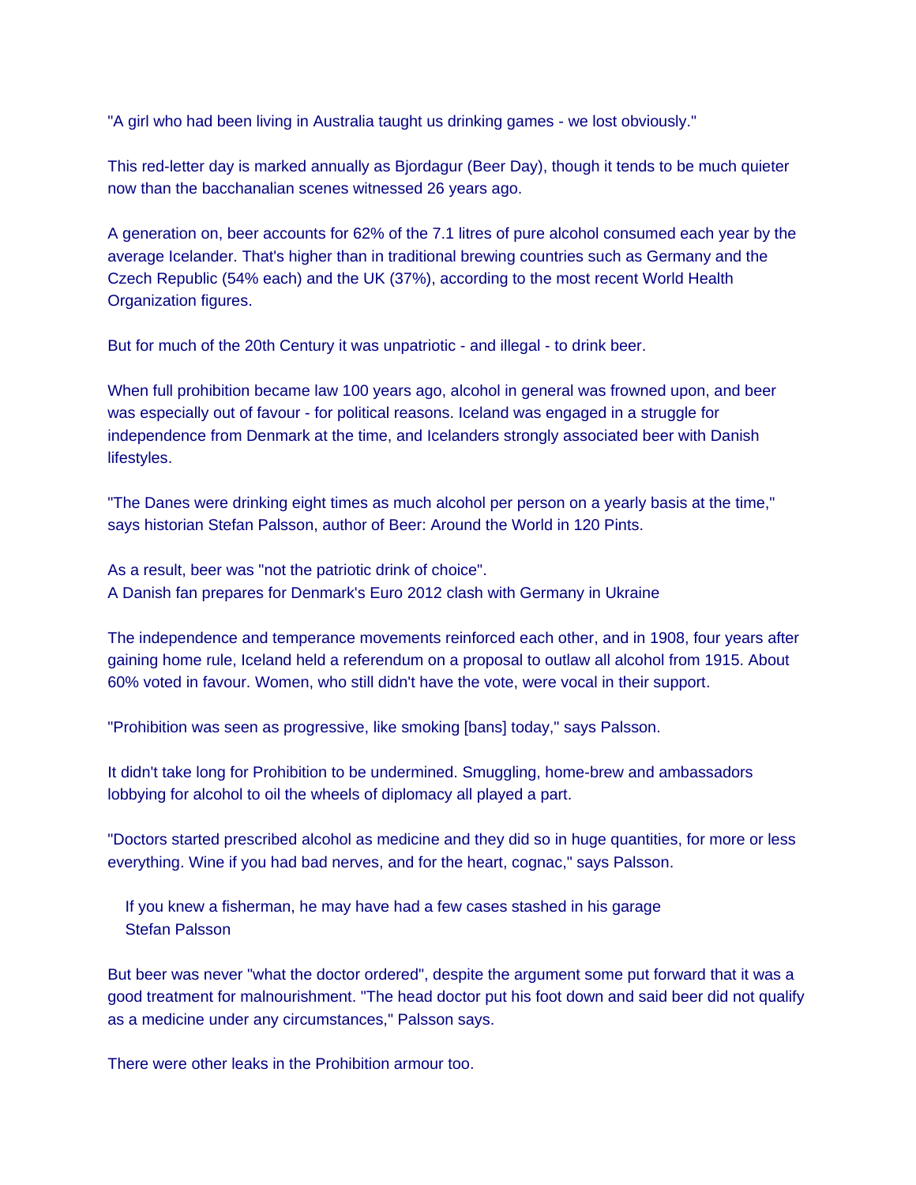"A girl who had been living in Australia taught us drinking games - we lost obviously."

This red-letter day is marked annually as Bjordagur (Beer Day), though it tends to be much quieter now than the bacchanalian scenes witnessed 26 years ago.

A generation on, beer accounts for 62% of the 7.1 litres of pure alcohol consumed each year by the average Icelander. That's higher than in traditional brewing countries such as Germany and the Czech Republic (54% each) and the UK (37%), according to the most recent World Health Organization figures.

But for much of the 20th Century it was unpatriotic - and illegal - to drink beer.

When full prohibition became law 100 years ago, alcohol in general was frowned upon, and beer was especially out of favour - for political reasons. Iceland was engaged in a struggle for independence from Denmark at the time, and Icelanders strongly associated beer with Danish lifestyles.

"The Danes were drinking eight times as much alcohol per person on a yearly basis at the time," says historian Stefan Palsson, author of Beer: Around the World in 120 Pints.

As a result, beer was "not the patriotic drink of choice".
A Danish fan prepares for Denmark's Euro 2012 clash with Germany in Ukraine

The independence and temperance movements reinforced each other, and in 1908, four years after gaining home rule, Iceland held a referendum on a proposal to outlaw all alcohol from 1915. About 60% voted in favour. Women, who still didn't have the vote, were vocal in their support.

"Prohibition was seen as progressive, like smoking [bans] today," says Palsson.

It didn't take long for Prohibition to be undermined. Smuggling, home-brew and ambassadors lobbying for alcohol to oil the wheels of diplomacy all played a part.

"Doctors started prescribed alcohol as medicine and they did so in huge quantities, for more or less everything. Wine if you had bad nerves, and for the heart, cognac," says Palsson.

> If you knew a fisherman, he may have had a few cases stashed in his garage
> Stefan Palsson

But beer was never "what the doctor ordered", despite the argument some put forward that it was a good treatment for malnourishment. "The head doctor put his foot down and said beer did not qualify as a medicine under any circumstances," Palsson says.

There were other leaks in the Prohibition armour too.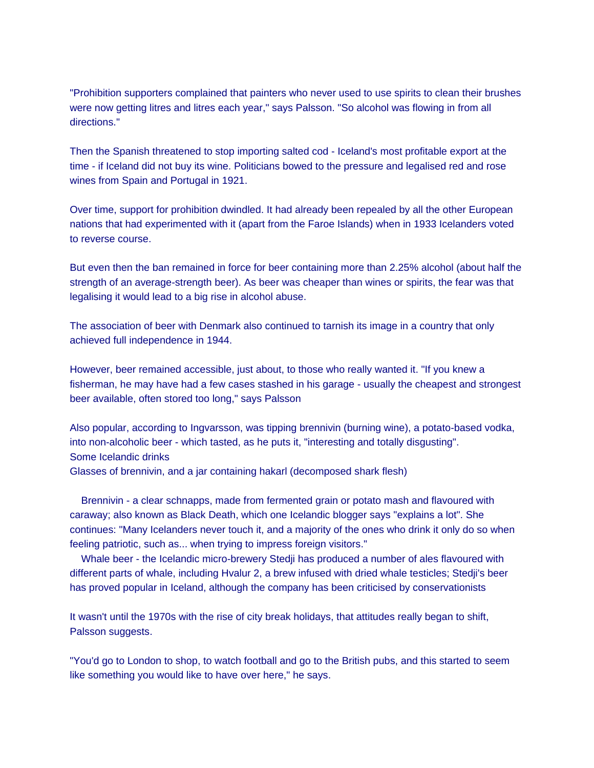"Prohibition supporters complained that painters who never used to use spirits to clean their brushes were now getting litres and litres each year," says Palsson. "So alcohol was flowing in from all directions."

Then the Spanish threatened to stop importing salted cod - Iceland's most profitable export at the time - if Iceland did not buy its wine. Politicians bowed to the pressure and legalised red and rose wines from Spain and Portugal in 1921.

Over time, support for prohibition dwindled. It had already been repealed by all the other European nations that had experimented with it (apart from the Faroe Islands) when in 1933 Icelanders voted to reverse course.

But even then the ban remained in force for beer containing more than 2.25% alcohol (about half the strength of an average-strength beer). As beer was cheaper than wines or spirits, the fear was that legalising it would lead to a big rise in alcohol abuse.

The association of beer with Denmark also continued to tarnish its image in a country that only achieved full independence in 1944.

However, beer remained accessible, just about, to those who really wanted it. "If you knew a fisherman, he may have had a few cases stashed in his garage - usually the cheapest and strongest beer available, often stored too long," says Palsson

Also popular, according to Ingvarsson, was tipping brennivin (burning wine), a potato-based vodka, into non-alcoholic beer - which tasted, as he puts it, "interesting and totally disgusting".
Some Icelandic drinks
Glasses of brennivin, and a jar containing hakarl (decomposed shark flesh)

- Brennivin - a clear schnapps, made from fermented grain or potato mash and flavoured with caraway; also known as Black Death, which one Icelandic blogger says "explains a lot". She continues: "Many Icelanders never touch it, and a majority of the ones who drink it only do so when feeling patriotic, such as... when trying to impress foreign visitors."
- Whale beer - the Icelandic micro-brewery Stedji has produced a number of ales flavoured with different parts of whale, including Hvalur 2, a brew infused with dried whale testicles; Stedji's beer has proved popular in Iceland, although the company has been criticised by conservationists

It wasn't until the 1970s with the rise of city break holidays, that attitudes really began to shift, Palsson suggests.

"You'd go to London to shop, to watch football and go to the British pubs, and this started to seem like something you would like to have over here," he says.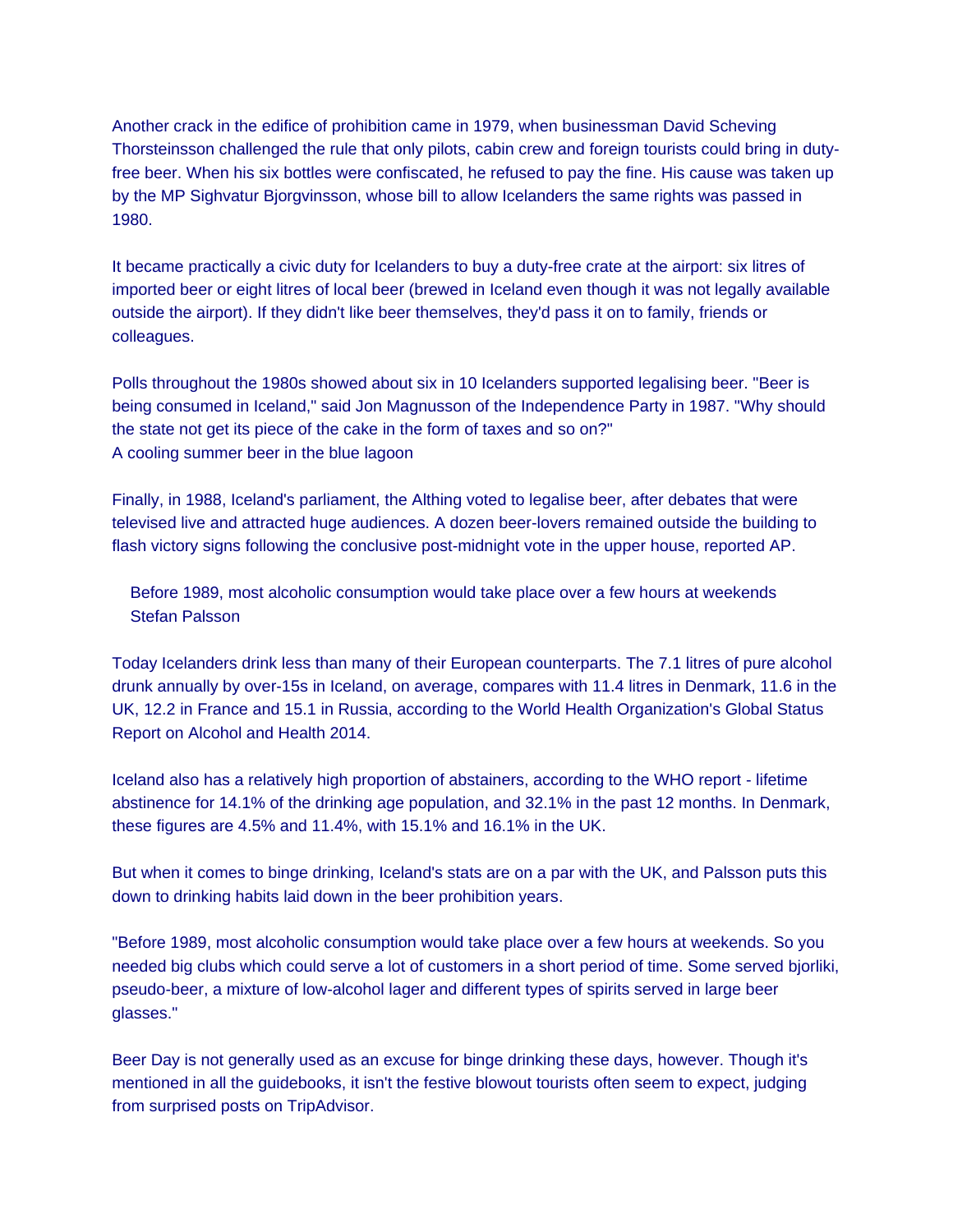Another crack in the edifice of prohibition came in 1979, when businessman David Scheving Thorsteinsson challenged the rule that only pilots, cabin crew and foreign tourists could bring in duty-free beer. When his six bottles were confiscated, he refused to pay the fine. His cause was taken up by the MP Sighvatur Bjorgvinsson, whose bill to allow Icelanders the same rights was passed in 1980.

It became practically a civic duty for Icelanders to buy a duty-free crate at the airport: six litres of imported beer or eight litres of local beer (brewed in Iceland even though it was not legally available outside the airport). If they didn't like beer themselves, they'd pass it on to family, friends or colleagues.

Polls throughout the 1980s showed about six in 10 Icelanders supported legalising beer. "Beer is being consumed in Iceland," said Jon Magnusson of the Independence Party in 1987. "Why should the state not get its piece of the cake in the form of taxes and so on?"
A cooling summer beer in the blue lagoon

Finally, in 1988, Iceland's parliament, the Althing voted to legalise beer, after debates that were televised live and attracted huge audiences. A dozen beer-lovers remained outside the building to flash victory signs following the conclusive post-midnight vote in the upper house, reported AP.

> Before 1989, most alcoholic consumption would take place over a few hours at weekends
> Stefan Palsson

Today Icelanders drink less than many of their European counterparts. The 7.1 litres of pure alcohol drunk annually by over-15s in Iceland, on average, compares with 11.4 litres in Denmark, 11.6 in the UK, 12.2 in France and 15.1 in Russia, according to the World Health Organization's Global Status Report on Alcohol and Health 2014.

Iceland also has a relatively high proportion of abstainers, according to the WHO report - lifetime abstinence for 14.1% of the drinking age population, and 32.1% in the past 12 months. In Denmark, these figures are 4.5% and 11.4%, with 15.1% and 16.1% in the UK.

But when it comes to binge drinking, Iceland's stats are on a par with the UK, and Palsson puts this down to drinking habits laid down in the beer prohibition years.

"Before 1989, most alcoholic consumption would take place over a few hours at weekends. So you needed big clubs which could serve a lot of customers in a short period of time. Some served bjorliki, pseudo-beer, a mixture of low-alcohol lager and different types of spirits served in large beer glasses."

Beer Day is not generally used as an excuse for binge drinking these days, however. Though it's mentioned in all the guidebooks, it isn't the festive blowout tourists often seem to expect, judging from surprised posts on TripAdvisor.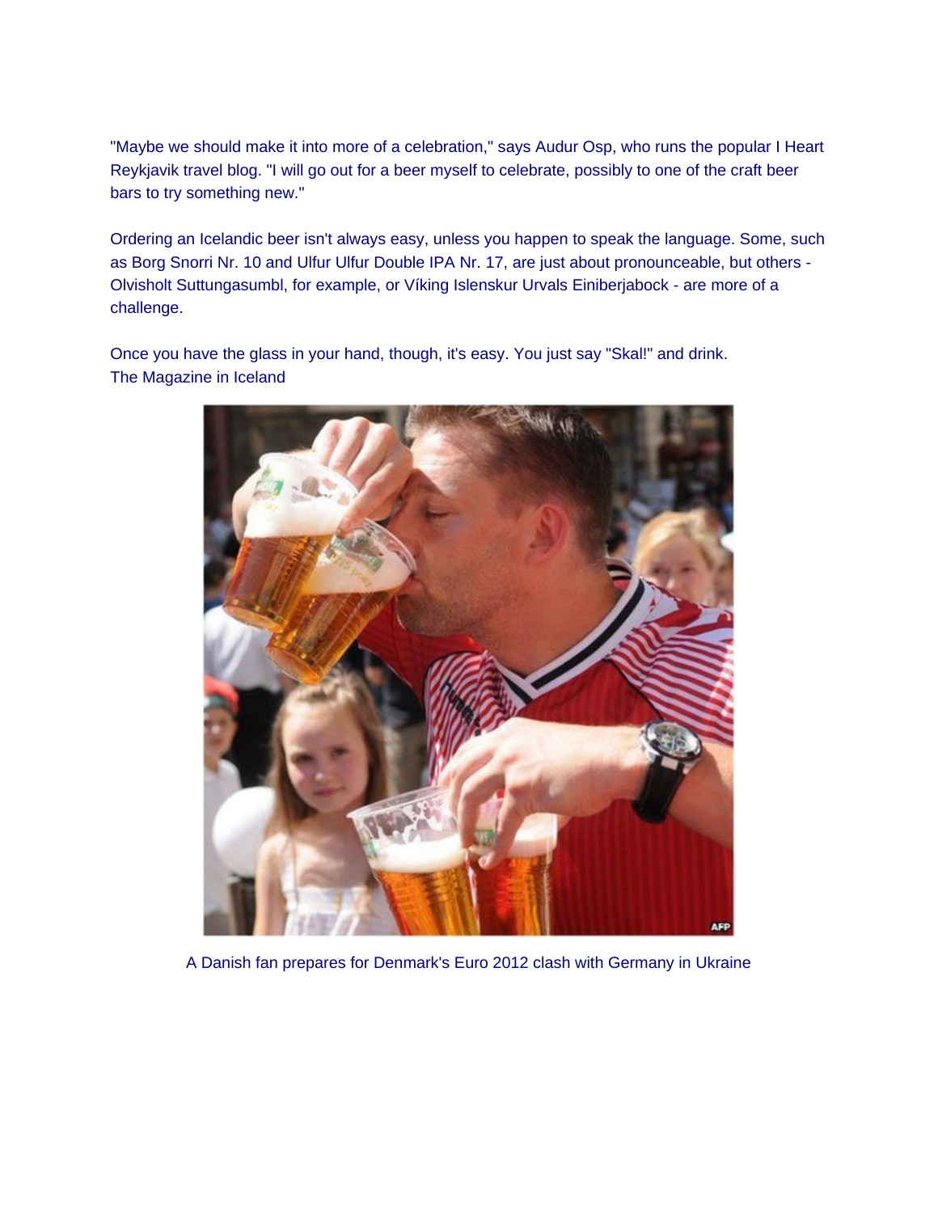"Maybe we should make it into more of a celebration," says Audur Osp, who runs the popular I Heart Reykjavik travel blog. "I will go out for a beer myself to celebrate, possibly to one of the craft beer bars to try something new."

Ordering an Icelandic beer isn't always easy, unless you happen to speak the language. Some, such as Borg Snorri Nr. 10 and Ulfur Ulfur Double IPA Nr. 17, are just about pronounceable, but others - Olvisholt Suttungasumbl, for example, or Víking Islenskur Urvals Einiberjabock - are more of a challenge.

Once you have the glass in your hand, though, it's easy. You just say "Skal!" and drink.
The Magazine in Iceland

A Danish fan prepares for Denmark's Euro 2012 clash with Germany in Ukraine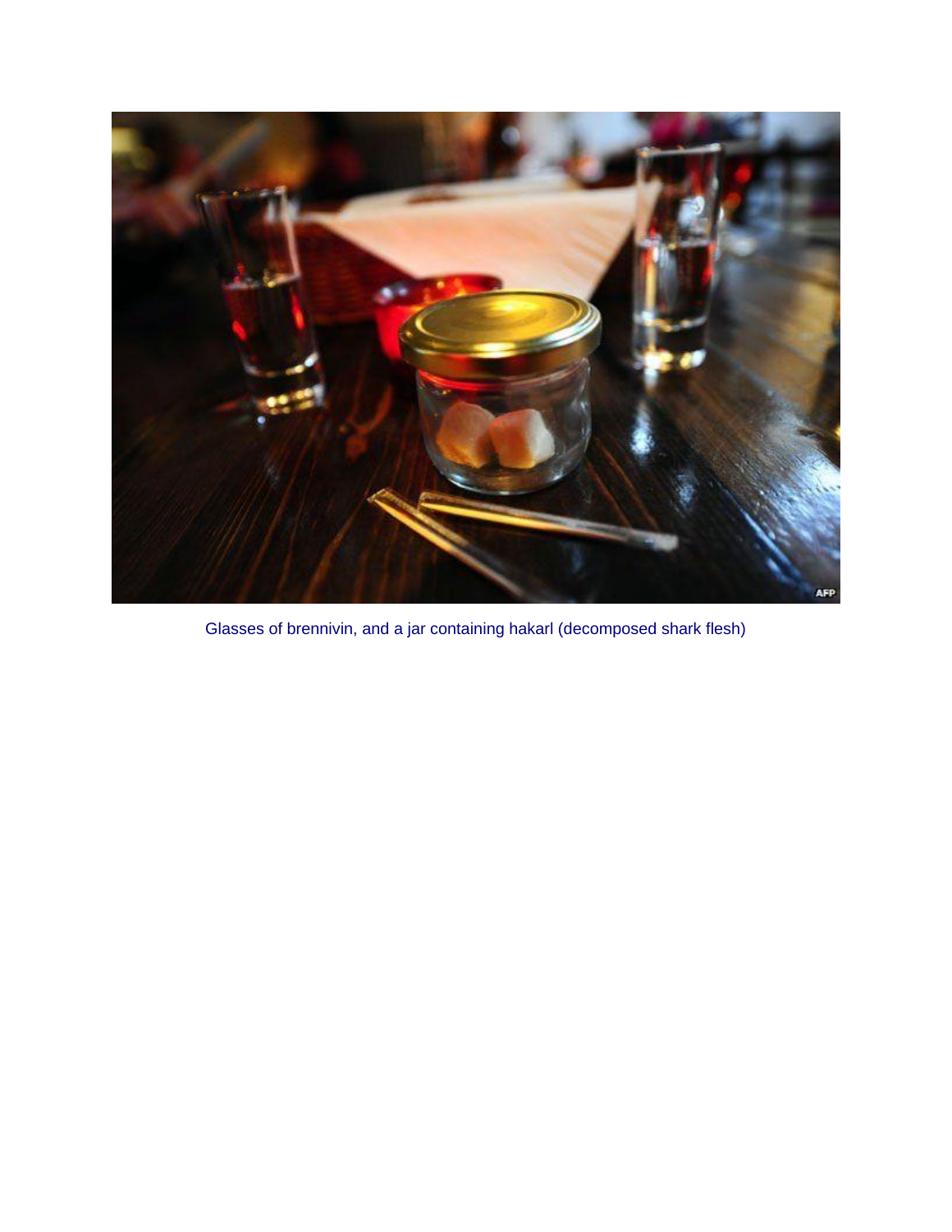Glasses of brennivin, and a jar containing hakarl (decomposed shark flesh)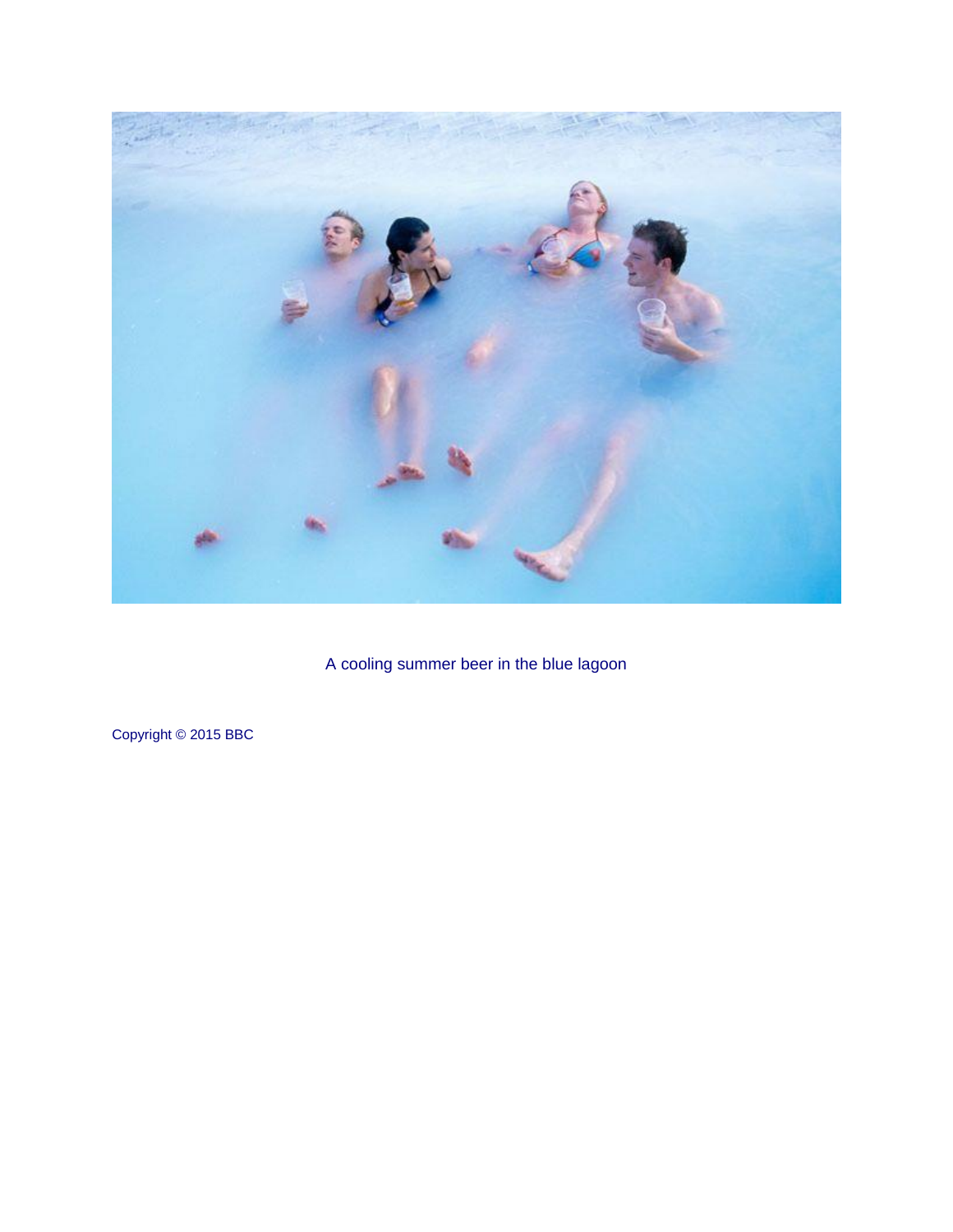A cooling summer beer in the blue lagoon

Copyright © 2015 BBC